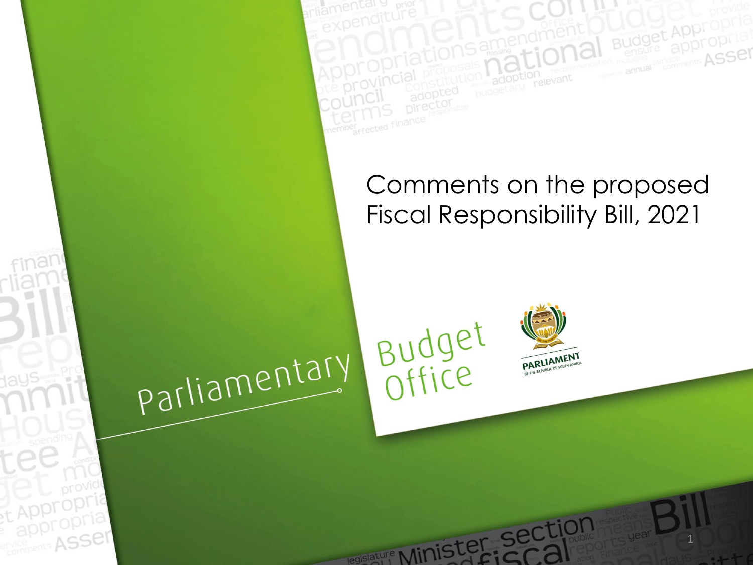# Comments on the proposed Fiscal Responsibility Bill, 2021

Parliamentary Budget Office

PARLIAMENT OF THE REPUBLIC OF SOUTH AFRICA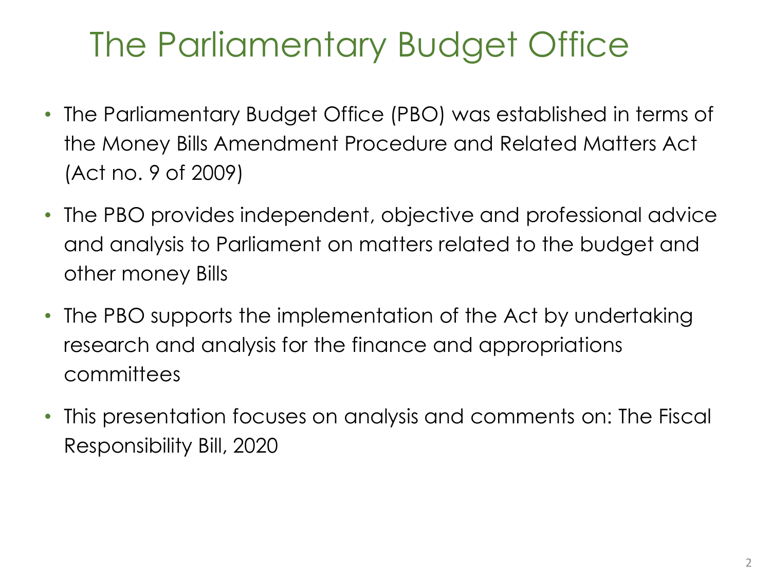# The Parliamentary Budget Office

- The Parliamentary Budget Office (PBO) was established in terms of the Money Bills Amendment Procedure and Related Matters Act (Act no. 9 of 2009)
- The PBO provides independent, objective and professional advice and analysis to Parliament on matters related to the budget and other money Bills
- The PBO supports the implementation of the Act by undertaking research and analysis for the finance and appropriations committees
- This presentation focuses on analysis and comments on: The Fiscal Responsibility Bill, 2020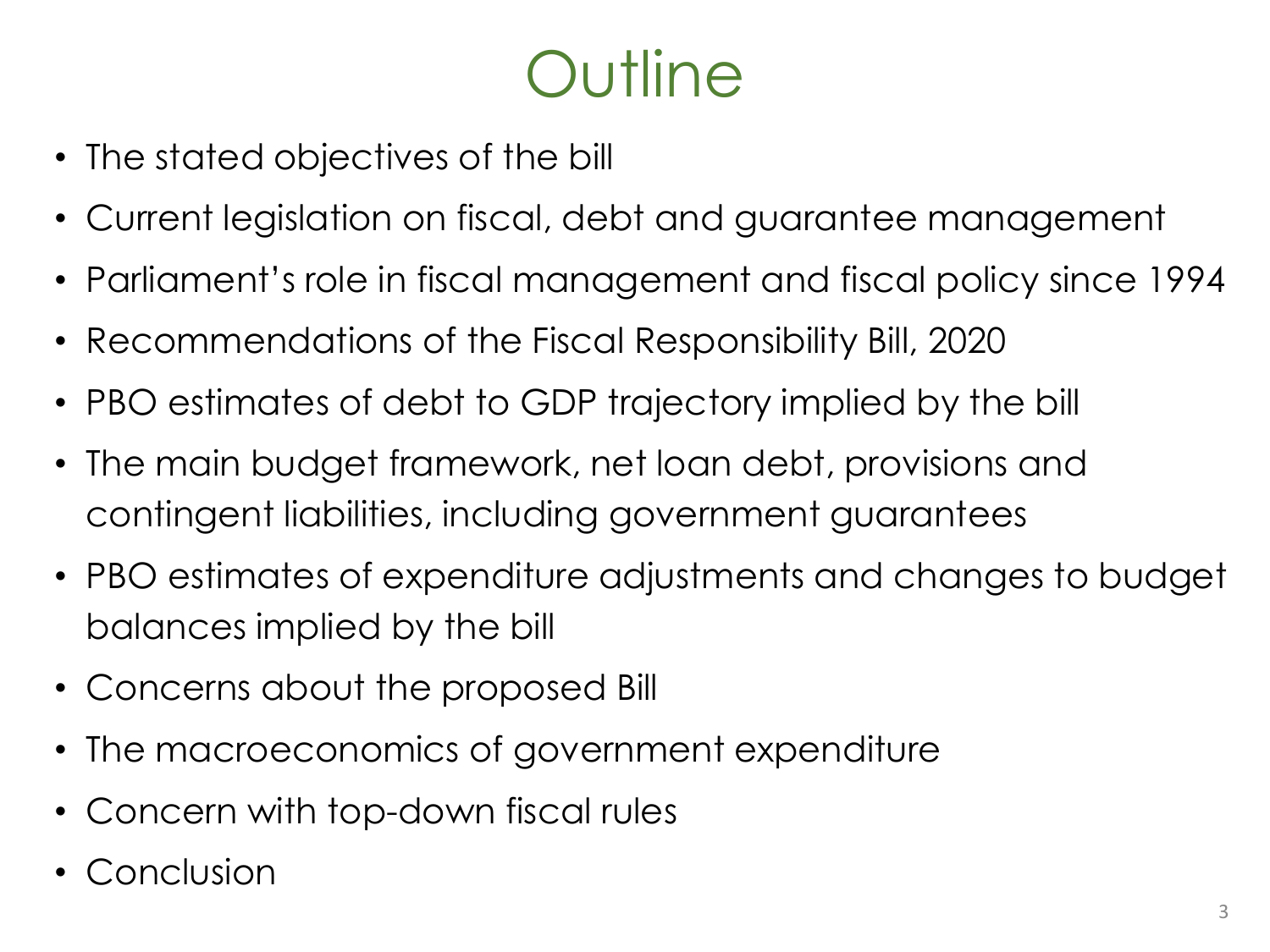# Outline

- The stated objectives of the bill
- Current legislation on fiscal, debt and guarantee management
- Parliament's role in fiscal management and fiscal policy since 1994
- Recommendations of the Fiscal Responsibility Bill, 2020
- PBO estimates of debt to GDP trajectory implied by the bill
- The main budget framework, net loan debt, provisions and contingent liabilities, including government guarantees
- PBO estimates of expenditure adjustments and changes to budget balances implied by the bill
- Concerns about the proposed Bill
- The macroeconomics of government expenditure
- Concern with top-down fiscal rules
- Conclusion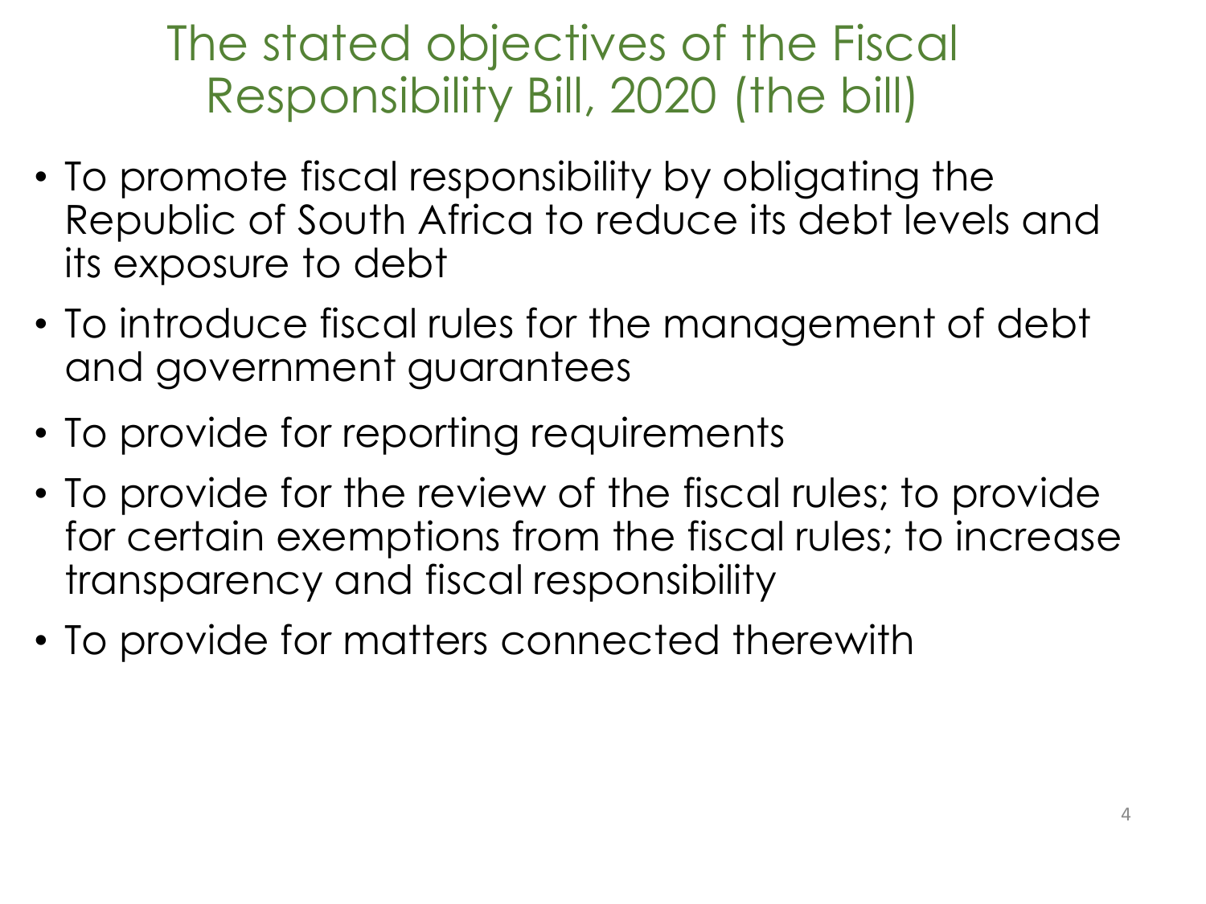# The stated objectives of the Fiscal Responsibility Bill, 2020 (the bill)

- To promote fiscal responsibility by obligating the Republic of South Africa to reduce its debt levels and its exposure to debt
- To introduce fiscal rules for the management of debt and government guarantees
- To provide for reporting requirements
- To provide for the review of the fiscal rules; to provide for certain exemptions from the fiscal rules; to increase transparency and fiscal responsibility
- To provide for matters connected therewith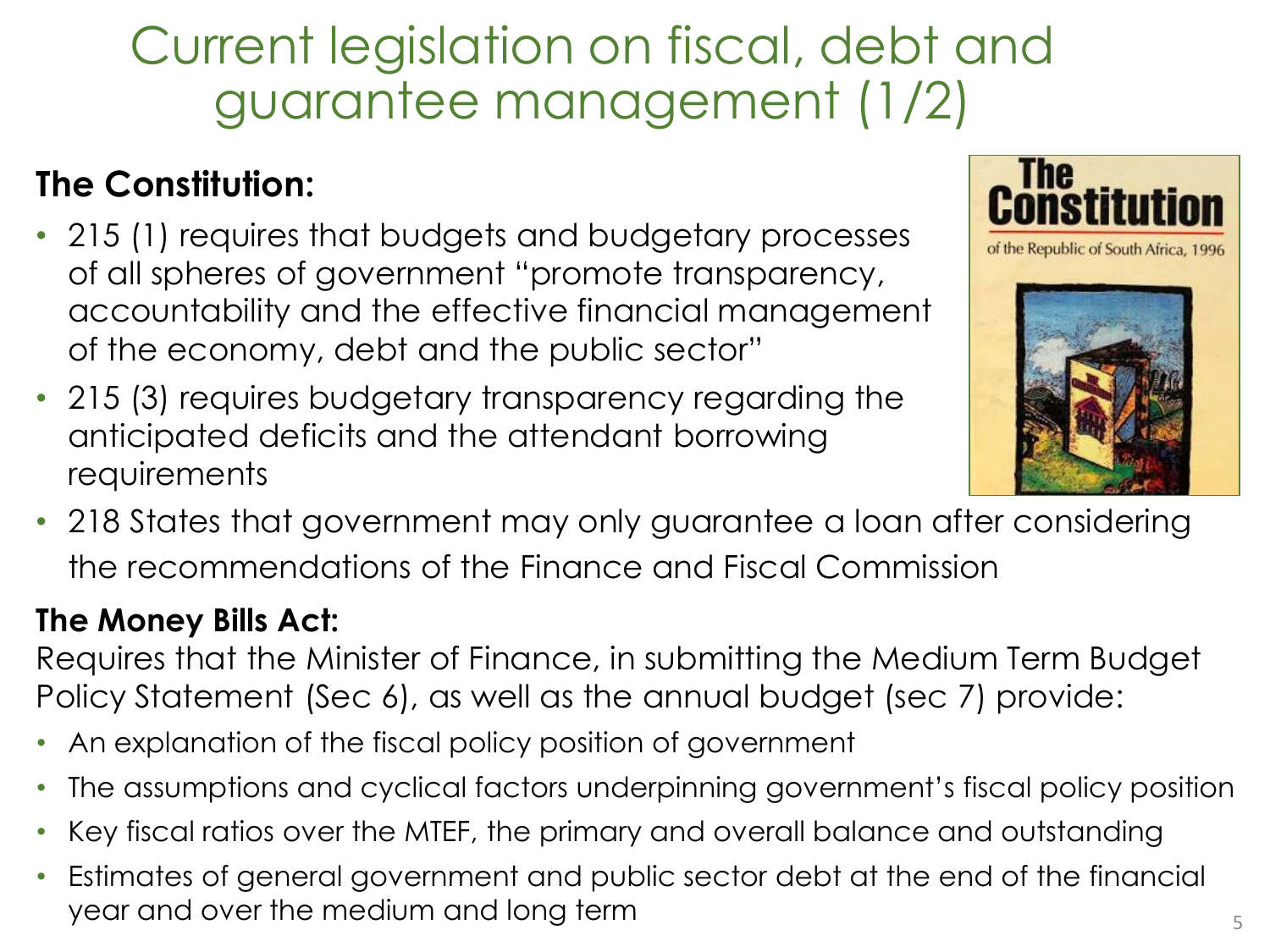# Current legislation on fiscal, debt and guarantee management (1/2)

**The Constitution:**

- 215 (1) requires that budgets and budgetary processes of all spheres of government "promote transparency, accountability and the effective financial management of the economy, debt and the public sector"
- 215 (3) requires budgetary transparency regarding the anticipated deficits and the attendant borrowing requirements
- 218 States that government may only guarantee a loan after considering the recommendations of the Finance and Fiscal Commission

**The Money Bills Act:**

Requires that the Minister of Finance, in submitting the Medium Term Budget Policy Statement (Sec 6), as well as the annual budget (sec 7) provide:

- An explanation of the fiscal policy position of government
- The assumptions and cyclical factors underpinning government's fiscal policy position
- Key fiscal ratios over the MTEF, the primary and overall balance and outstanding
- Estimates of general government and public sector debt at the end of the financial year and over the medium and long term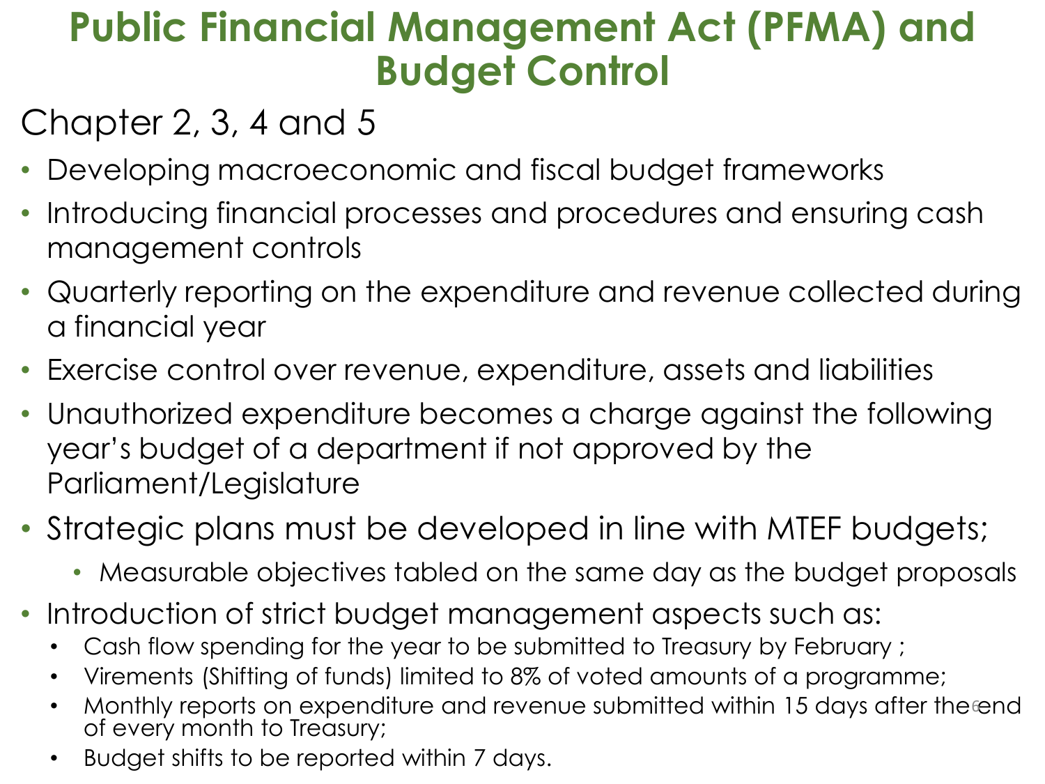# Public Financial Management Act (PFMA) and Budget Control

## Chapter 2, 3, 4 and 5

- Developing macroeconomic and fiscal budget frameworks
- Introducing financial processes and procedures and ensuring cash management controls
- Quarterly reporting on the expenditure and revenue collected during a financial year
- Exercise control over revenue, expenditure, assets and liabilities
- Unauthorized expenditure becomes a charge against the following year's budget of a department if not approved by the Parliament/Legislature
- Strategic plans must be developed in line with MTEF budgets;
  - Measurable objectives tabled on the same day as the budget proposals
- Introduction of strict budget management aspects such as:
  - Cash flow spending for the year to be submitted to Treasury by February ;
  - Virements (Shifting of funds) limited to 8% of voted amounts of a programme;
  - Monthly reports on expenditure and revenue submitted within 15 days after the end of every month to Treasury;
  - Budget shifts to be reported within 7 days.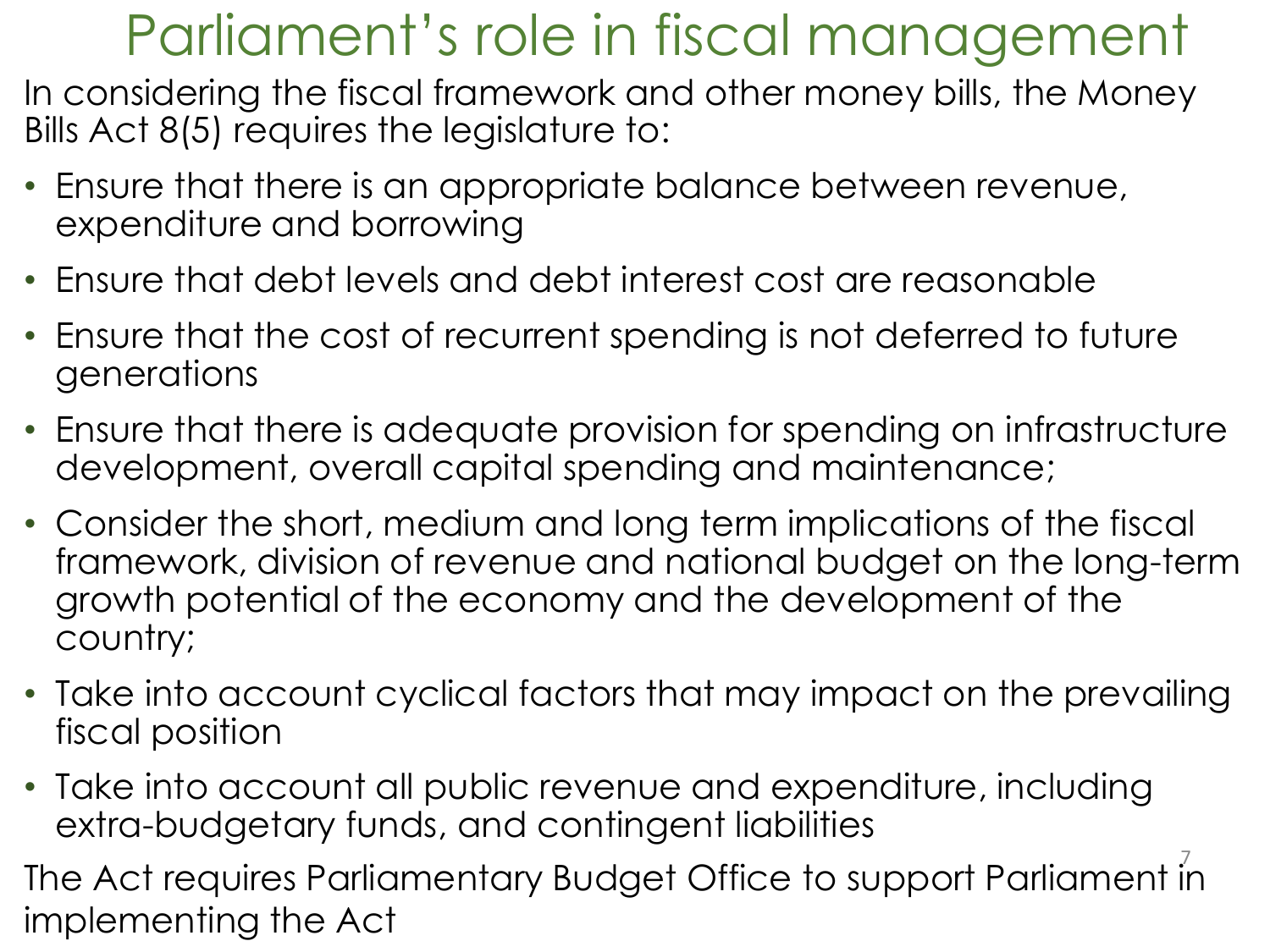# Parliament's role in fiscal management

In considering the fiscal framework and other money bills, the Money Bills Act 8(5) requires the legislature to:

- Ensure that there is an appropriate balance between revenue, expenditure and borrowing
- Ensure that debt levels and debt interest cost are reasonable
- Ensure that the cost of recurrent spending is not deferred to future generations
- Ensure that there is adequate provision for spending on infrastructure development, overall capital spending and maintenance;
- Consider the short, medium and long term implications of the fiscal framework, division of revenue and national budget on the long-term growth potential of the economy and the development of the country;
- Take into account cyclical factors that may impact on the prevailing fiscal position
- Take into account all public revenue and expenditure, including extra-budgetary funds, and contingent liabilities

The Act requires Parliamentary Budget Office to support Parliament in implementing the Act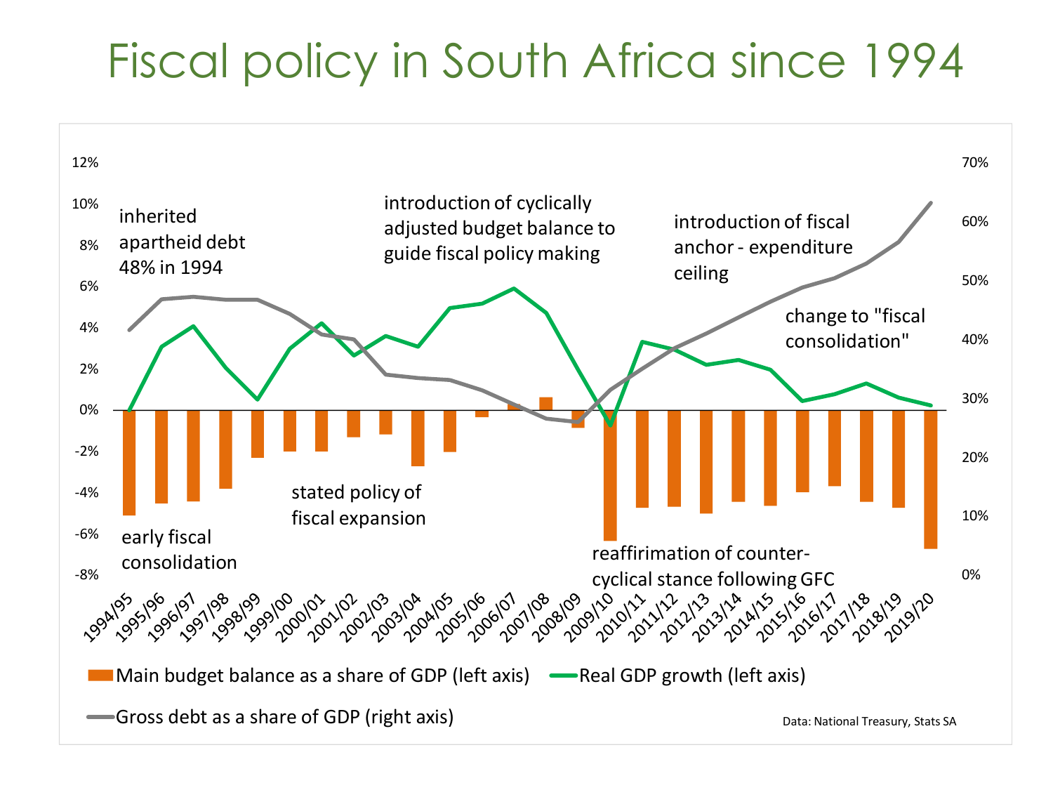# Fiscal policy in South Africa since 1994

12%
10%
8%
6%
4%
2%
0%
-2%
-4%
-6%
-8%

70%
60%
50%
40%
30%
20%
10%
0%

inherited apartheid debt 48% in 1994

introduction of cyclically adjusted budget balance to guide fiscal policy making

introduction of fiscal anchor - expenditure ceiling

change to "fiscal consolidation"

stated policy of fiscal expansion

early fiscal consolidation

reaffirimation of counter-cyclical stance following GFC

1994/95, 1995/96, 1996/97, 1997/98, 1998/99, 1999/00, 2000/01, 2001/02, 2002/03, 2003/04, 2004/05, 2005/06, 2006/07, 2007/08, 2008/09, 2009/10, 2010/11, 2011/12, 2012/13, 2013/14, 2014/15, 2015/16, 2016/17, 2017/18, 2018/19, 2019/20

Main budget balance as a share of GDP (left axis)
Real GDP growth (left axis)
Gross debt as a share of GDP (right axis)

Data: National Treasury, Stats SA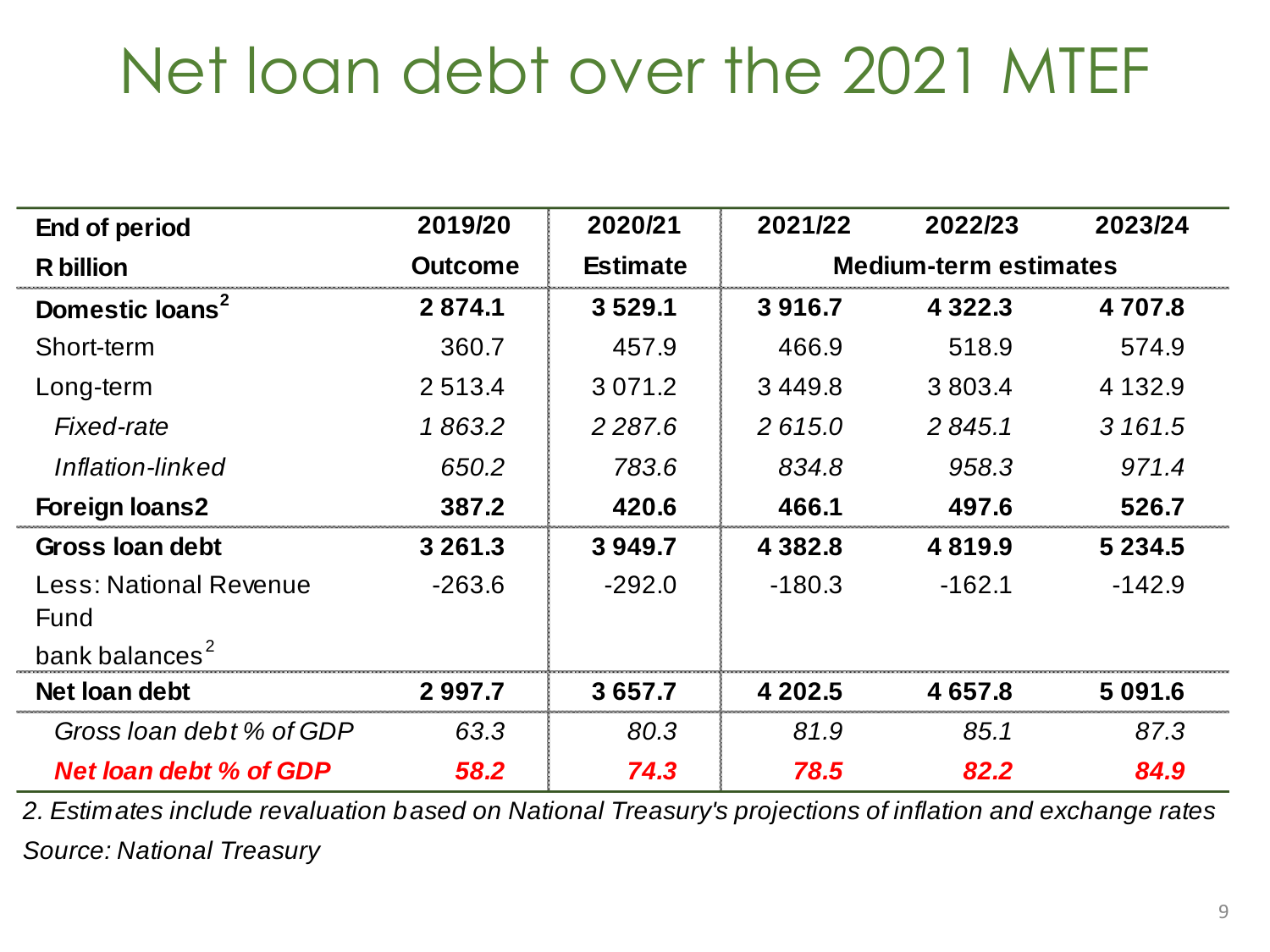# Net loan debt over the 2021 MTEF

| End of period | 2019/20 | 2020/21 | 2021/22 | 2022/23 | 2023/24 |
|---|---|---|---|---|---|
| R billion | Outcome | Estimate | Medium-term estimates | | |
| **Domestic loans[2]** | **2 874.1** | **3 529.1** | **3 916.7** | **4 322.3** | **4 707.8** |
| Short-term | 360.7 | 457.9 | 466.9 | 518.9 | 574.9 |
| Long-term | 2 513.4 | 3 071.2 | 3 449.8 | 3 803.4 | 4 132.9 |
| *Fixed-rate* | *1 863.2* | *2 287.6* | *2 615.0* | *2 845.1* | *3 161.5* |
| *Inflation-linked* | *650.2* | *783.6* | *834.8* | *958.3* | *971.4* |
| **Foreign loans2** | **387.2** | **420.6** | **466.1** | **497.6** | **526.7** |
| **Gross loan debt** | **3 261.3** | **3 949.7** | **4 382.8** | **4 819.9** | **5 234.5** |
| Less: National Revenue Fund bank balances[2] | -263.6 | -292.0 | -180.3 | -162.1 | -142.9 |
| **Net loan debt** | **2 997.7** | **3 657.7** | **4 202.5** | **4 657.8** | **5 091.6** |
| *Gross loan debt % of GDP* | *63.3* | *80.3* | *81.9* | *85.1* | *87.3* |
| ***Net loan debt % of GDP*** | ***58.2*** | ***74.3*** | ***78.5*** | ***82.2*** | ***84.9*** |

*2. Estimates include revaluation based on National Treasury's projections of inflation and exchange rates*

*Source: National Treasury*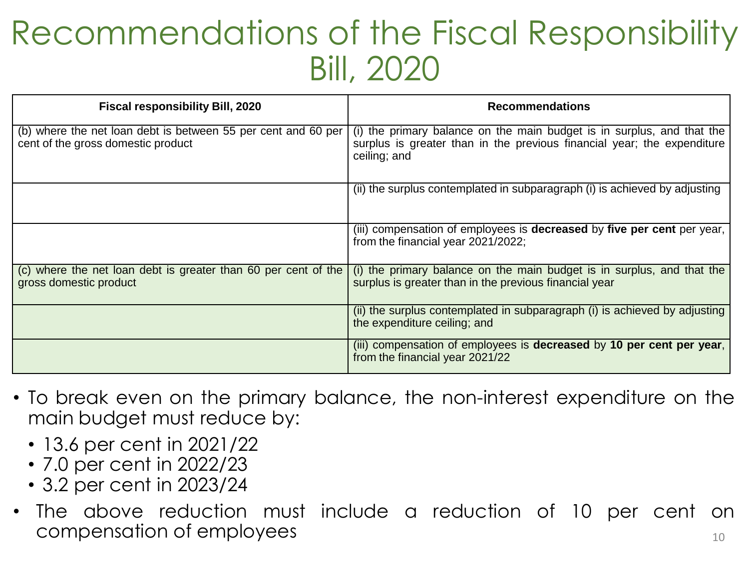# Recommendations of the Fiscal Responsibility Bill, 2020

| Fiscal responsibility Bill, 2020 | Recommendations |
|---|---|
| (b) where the net loan debt is between 55 per cent and 60 per cent of the gross domestic product | (i) the primary balance on the main budget is in surplus, and that the surplus is greater than in the previous financial year; the expenditure ceiling; and |
| | (ii) the surplus contemplated in subparagraph (i) is achieved by adjusting |
| | (iii) compensation of employees is **decreased** by **five per cent** per year, from the financial year 2021/2022; |
| (c) where the net loan debt is greater than 60 per cent of the gross domestic product | (i) the primary balance on the main budget is in surplus, and that the surplus is greater than in the previous financial year |
| | (ii) the surplus contemplated in subparagraph (i) is achieved by adjusting the expenditure ceiling; and |
| | (iii) compensation of employees is **decreased** by **10 per cent per year**, from the financial year 2021/22 |

- To break even on the primary balance, the non-interest expenditure on the main budget must reduce by:
  - 13.6 per cent in 2021/22
  - 7.0 per cent in 2022/23
  - 3.2 per cent in 2023/24
- The above reduction must include a reduction of 10 per cent on compensation of employees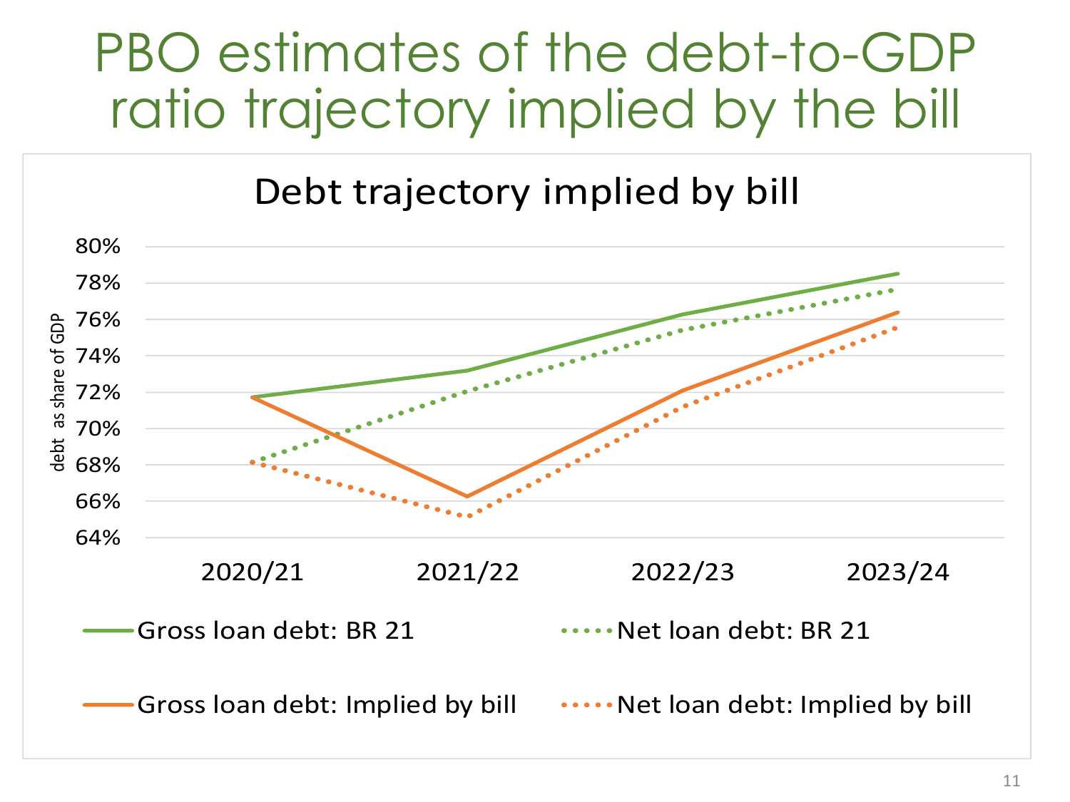# PBO estimates of the debt-to-GDP ratio trajectory implied by the bill

**Debt trajectory implied by bill**

debt as share of GDP

80%
78%
76%
74%
72%
70%
68%
66%
64%

2020/21 2021/22 2022/23 2023/24

- Gross loan debt: BR 21
- Net loan debt: BR 21
- Gross loan debt: Implied by bill
- Net loan debt: Implied by bill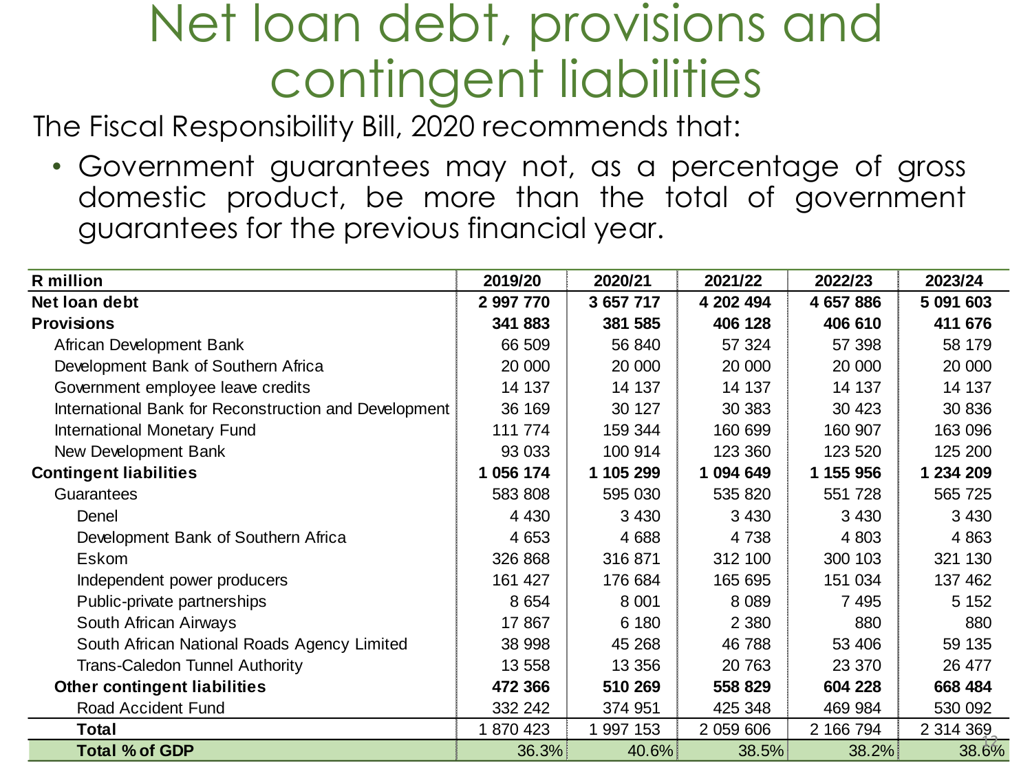# Net loan debt, provisions and contingent liabilities

The Fiscal Responsibility Bill, 2020 recommends that:

- Government guarantees may not, as a percentage of gross domestic product, be more than the total of government guarantees for the previous financial year.

| R million | 2019/20 | 2020/21 | 2021/22 | 2022/23 | 2023/24 |
|---|---|---|---|---|---|
| **Net loan debt** | **2 997 770** | **3 657 717** | **4 202 494** | **4 657 886** | **5 091 603** |
| **Provisions** | **341 883** | **381 585** | **406 128** | **406 610** | **411 676** |
| African Development Bank | 66 509 | 56 840 | 57 324 | 57 398 | 58 179 |
| Development Bank of Southern Africa | 20 000 | 20 000 | 20 000 | 20 000 | 20 000 |
| Government employee leave credits | 14 137 | 14 137 | 14 137 | 14 137 | 14 137 |
| International Bank for Reconstruction and Development | 36 169 | 30 127 | 30 383 | 30 423 | 30 836 |
| International Monetary Fund | 111 774 | 159 344 | 160 699 | 160 907 | 163 096 |
| New Development Bank | 93 033 | 100 914 | 123 360 | 123 520 | 125 200 |
| **Contingent liabilities** | **1 056 174** | **1 105 299** | **1 094 649** | **1 155 956** | **1 234 209** |
| Guarantees | 583 808 | 595 030 | 535 820 | 551 728 | 565 725 |
| Denel | 4 430 | 3 430 | 3 430 | 3 430 | 3 430 |
| Development Bank of Southern Africa | 4 653 | 4 688 | 4 738 | 4 803 | 4 863 |
| Eskom | 326 868 | 316 871 | 312 100 | 300 103 | 321 130 |
| Independent power producers | 161 427 | 176 684 | 165 695 | 151 034 | 137 462 |
| Public-private partnerships | 8 654 | 8 001 | 8 089 | 7 495 | 5 152 |
| South African Airways | 17 867 | 6 180 | 2 380 | 880 | 880 |
| South African National Roads Agency Limited | 38 998 | 45 268 | 46 788 | 53 406 | 59 135 |
| Trans-Caledon Tunnel Authority | 13 558 | 13 356 | 20 763 | 23 370 | 26 477 |
| **Other contingent liabilities** | **472 366** | **510 269** | **558 829** | **604 228** | **668 484** |
| Road Accident Fund | 332 242 | 374 951 | 425 348 | 469 984 | 530 092 |
| **Total** | 1 870 423 | 1 997 153 | 2 059 606 | 2 166 794 | 2 314 369 |
| **Total % of GDP** | 36.3% | 40.6% | 38.5% | 38.2% | 38.6% |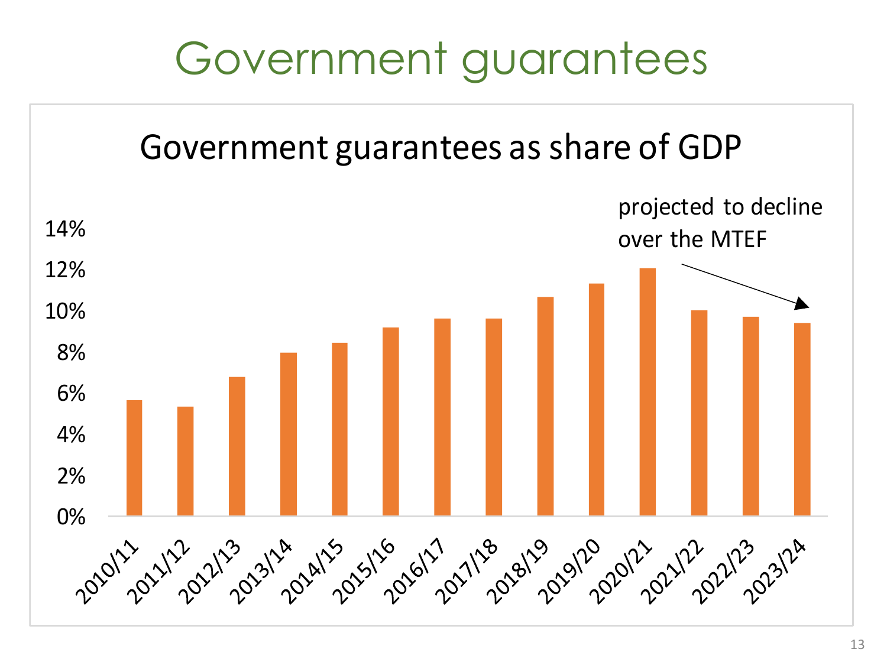# Government guarantees

## Government guarantees as share of GDP

projected to decline over the MTEF

| Year | Share of GDP |
|---|---|
| 2010/11 | ~5.7% |
| 2011/12 | ~5.4% |
| 2012/13 | ~6.8% |
| 2013/14 | ~8.0% |
| 2014/15 | ~8.5% |
| 2015/16 | ~9.2% |
| 2016/17 | ~9.6% |
| 2017/18 | ~9.6% |
| 2018/19 | ~10.7% |
| 2019/20 | ~11.3% |
| 2020/21 | ~12.1% |
| 2021/22 | ~10.0% |
| 2022/23 | ~9.7% |
| 2023/24 | ~9.4% |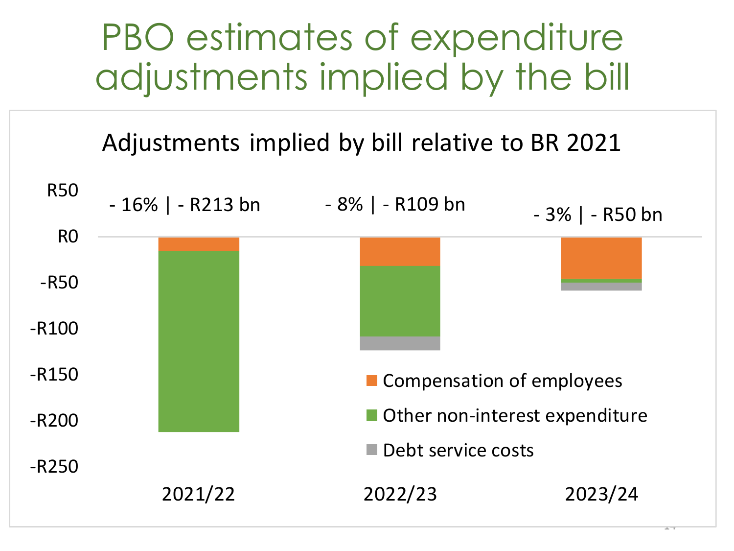# PBO estimates of expenditure adjustments implied by the bill

**Adjustments implied by bill relative to BR 2021**

| Year | Change |
|---|---|
| 2021/22 | - 16% \| - R213 bn |
| 2022/23 | - 8% \| - R109 bn |
| 2023/24 | - 3% \| - R50 bn |

Y-axis: R50, R0, -R50, -R100, -R150, -R200, -R250

Legend: Compensation of employees; Other non-interest expenditure; Debt service costs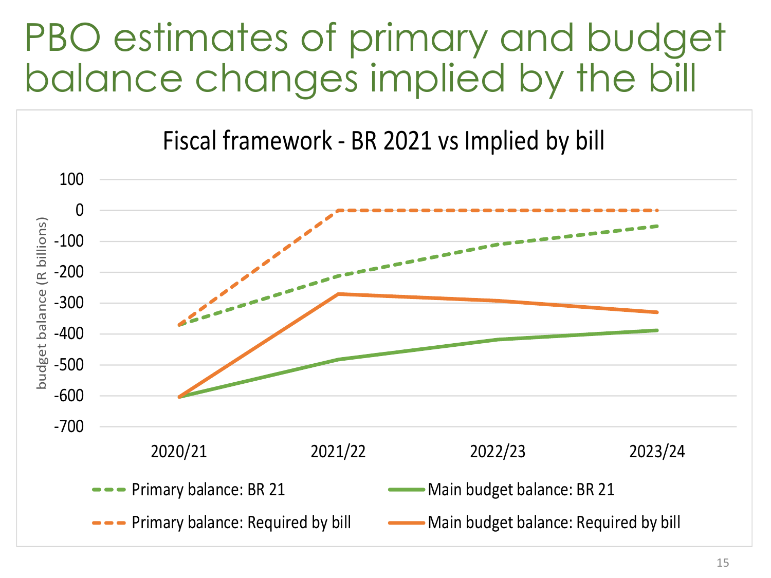# PBO estimates of primary and budget balance changes implied by the bill

**Fiscal framework - BR 2021 vs Implied by bill**

budget balance (R billions)

100
0
-100
-200
-300
-400
-500
-600
-700

2020/21 | 2021/22 | 2022/23 | 2023/24

- Primary balance: BR 21
- Main budget balance: BR 21
- Primary balance: Required by bill
- Main budget balance: Required by bill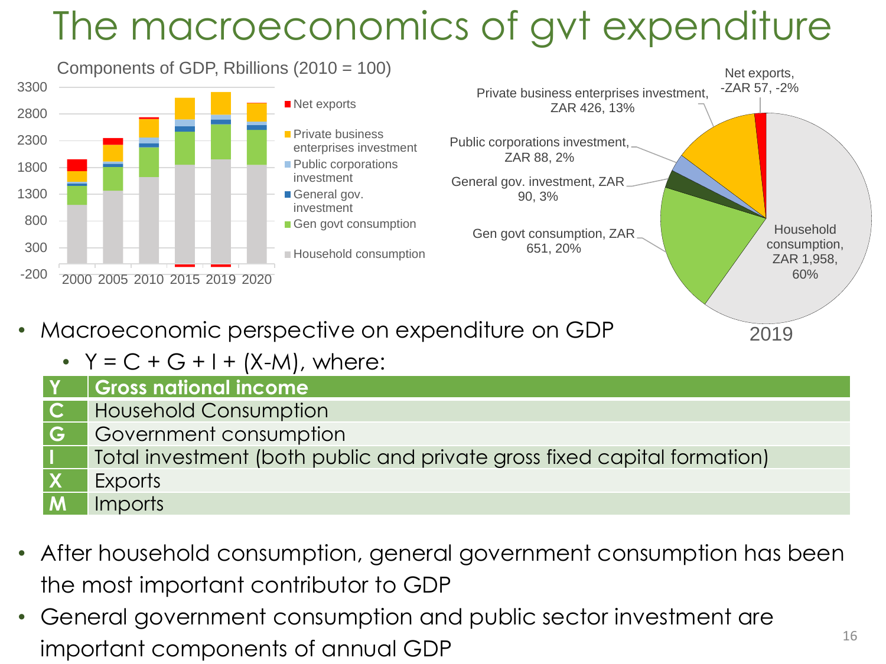# The macroeconomics of gvt expenditure

Components of GDP, Rbillions (2010 = 100)

2019

- Macroeconomic perspective on expenditure on GDP
  - $Y = C + G + I + (X-M)$, where:

| | |
|---|---|
| **Y** | **Gross national income** |
| **C** | Household Consumption |
| **G** | Government consumption |
| **I** | Total investment (both public and private gross fixed capital formation) |
| **X** | Exports |
| **M** | Imports |

- After household consumption, general government consumption has been the most important contributor to GDP
- General government consumption and public sector investment are important components of annual GDP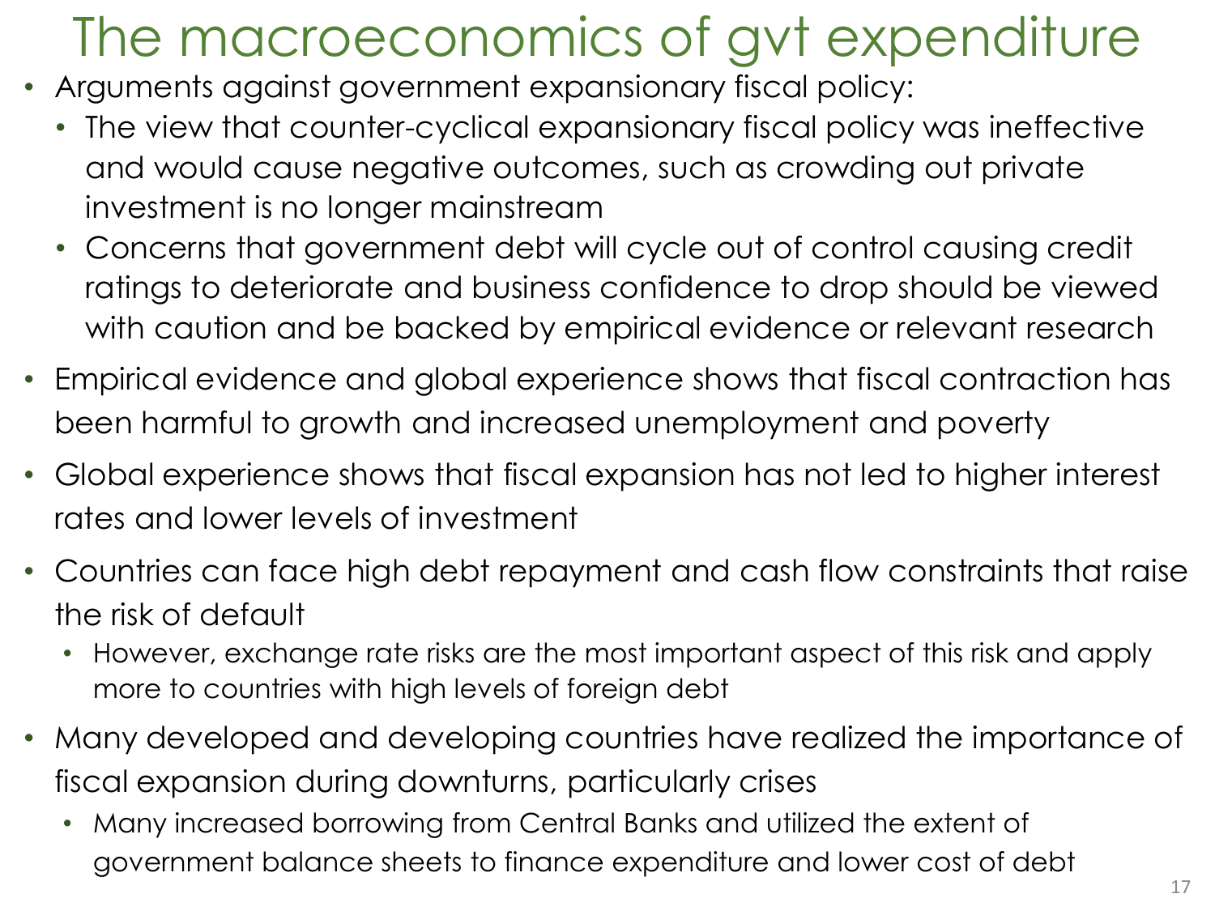# The macroeconomics of gvt expenditure

- Arguments against government expansionary fiscal policy:
  - The view that counter-cyclical expansionary fiscal policy was ineffective and would cause negative outcomes, such as crowding out private investment is no longer mainstream
  - Concerns that government debt will cycle out of control causing credit ratings to deteriorate and business confidence to drop should be viewed with caution and be backed by empirical evidence or relevant research
- Empirical evidence and global experience shows that fiscal contraction has been harmful to growth and increased unemployment and poverty
- Global experience shows that fiscal expansion has not led to higher interest rates and lower levels of investment
- Countries can face high debt repayment and cash flow constraints that raise the risk of default
  - However, exchange rate risks are the most important aspect of this risk and apply more to countries with high levels of foreign debt
- Many developed and developing countries have realized the importance of fiscal expansion during downturns, particularly crises
  - Many increased borrowing from Central Banks and utilized the extent of government balance sheets to finance expenditure and lower cost of debt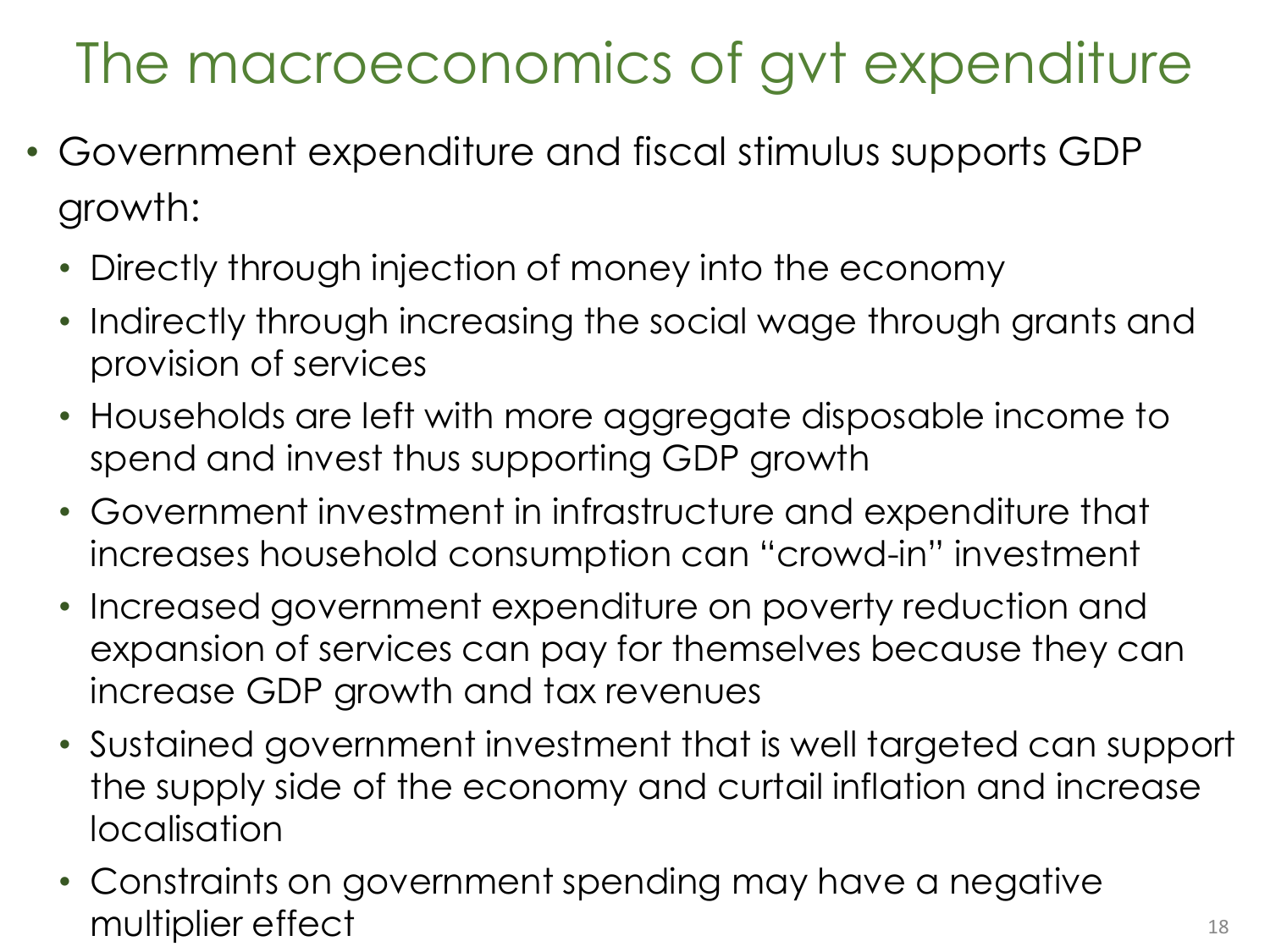# The macroeconomics of gvt expenditure

- Government expenditure and fiscal stimulus supports GDP growth:
  - Directly through injection of money into the economy
  - Indirectly through increasing the social wage through grants and provision of services
  - Households are left with more aggregate disposable income to spend and invest thus supporting GDP growth
  - Government investment in infrastructure and expenditure that increases household consumption can "crowd-in" investment
  - Increased government expenditure on poverty reduction and expansion of services can pay for themselves because they can increase GDP growth and tax revenues
  - Sustained government investment that is well targeted can support the supply side of the economy and curtail inflation and increase localisation
  - Constraints on government spending may have a negative multiplier effect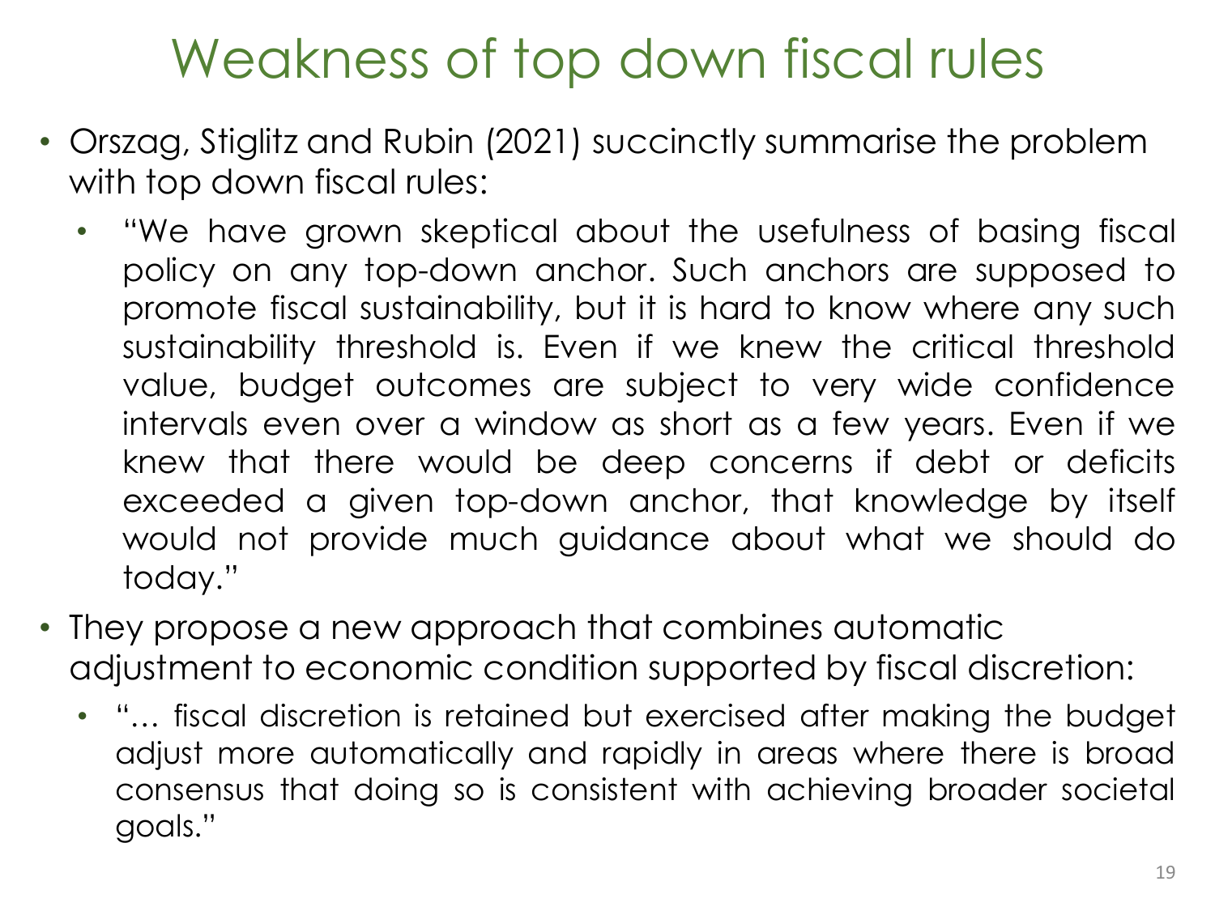# Weakness of top down fiscal rules

- Orszag, Stiglitz and Rubin (2021) succinctly summarise the problem with top down fiscal rules:
  - "We have grown skeptical about the usefulness of basing fiscal policy on any top-down anchor. Such anchors are supposed to promote fiscal sustainability, but it is hard to know where any such sustainability threshold is. Even if we knew the critical threshold value, budget outcomes are subject to very wide confidence intervals even over a window as short as a few years. Even if we knew that there would be deep concerns if debt or deficits exceeded a given top-down anchor, that knowledge by itself would not provide much guidance about what we should do today."
- They propose a new approach that combines automatic adjustment to economic condition supported by fiscal discretion:
  - "… fiscal discretion is retained but exercised after making the budget adjust more automatically and rapidly in areas where there is broad consensus that doing so is consistent with achieving broader societal goals."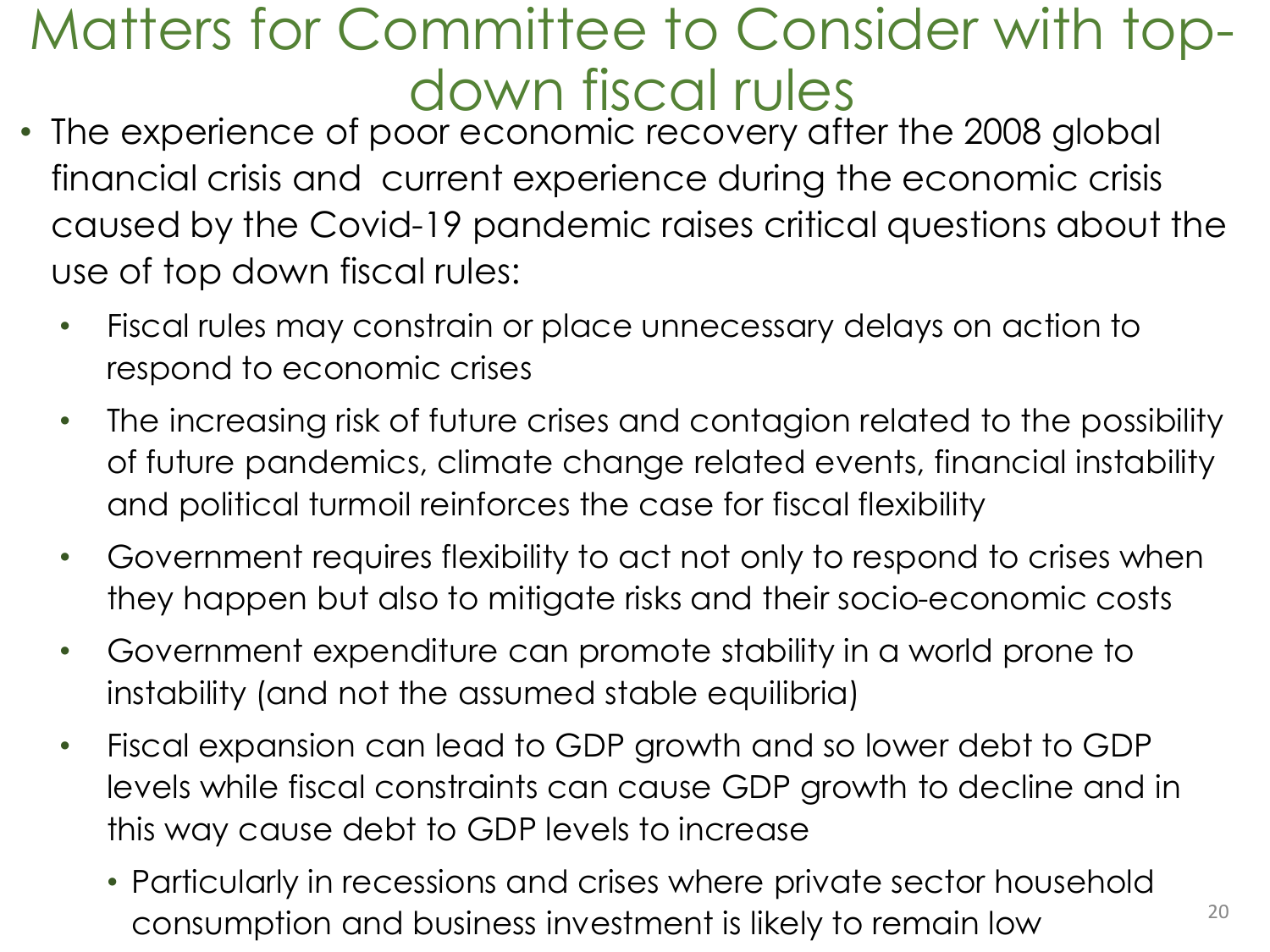# Matters for Committee to Consider with top-down fiscal rules

- The experience of poor economic recovery after the 2008 global financial crisis and  current experience during the economic crisis caused by the Covid-19 pandemic raises critical questions about the use of top down fiscal rules:
  - Fiscal rules may constrain or place unnecessary delays on action to respond to economic crises
  - The increasing risk of future crises and contagion related to the possibility of future pandemics, climate change related events, financial instability and political turmoil reinforces the case for fiscal flexibility
  - Government requires flexibility to act not only to respond to crises when they happen but also to mitigate risks and their socio-economic costs
  - Government expenditure can promote stability in a world prone to instability (and not the assumed stable equilibria)
  - Fiscal expansion can lead to GDP growth and so lower debt to GDP levels while fiscal constraints can cause GDP growth to decline and in this way cause debt to GDP levels to increase
    - Particularly in recessions and crises where private sector household consumption and business investment is likely to remain low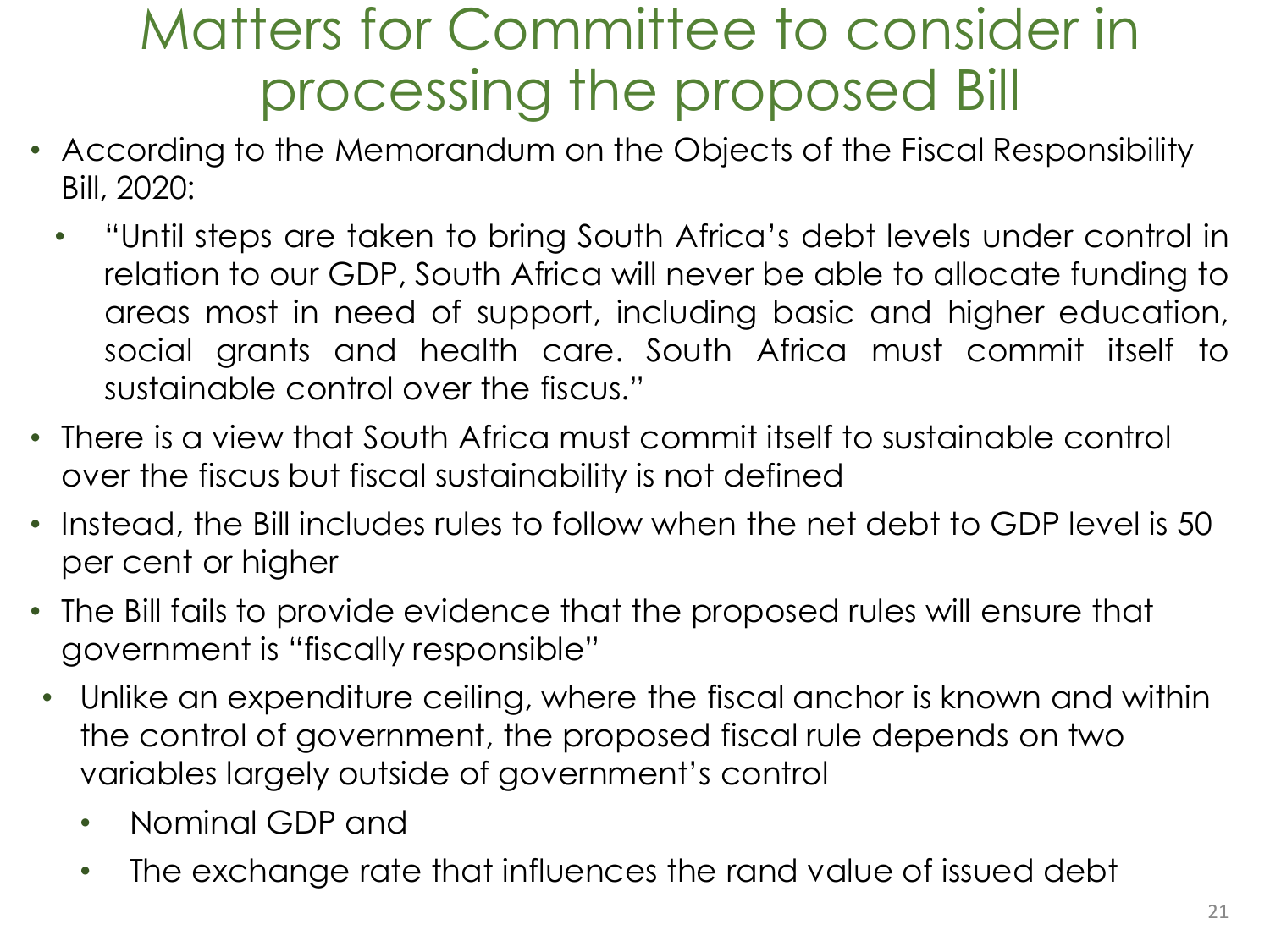# Matters for Committee to consider in processing the proposed Bill

- According to the Memorandum on the Objects of the Fiscal Responsibility Bill, 2020:
  - "Until steps are taken to bring South Africa's debt levels under control in relation to our GDP, South Africa will never be able to allocate funding to areas most in need of support, including basic and higher education, social grants and health care. South Africa must commit itself to sustainable control over the fiscus."
- There is a view that South Africa must commit itself to sustainable control over the fiscus but fiscal sustainability is not defined
- Instead, the Bill includes rules to follow when the net debt to GDP level is 50 per cent or higher
- The Bill fails to provide evidence that the proposed rules will ensure that government is "fiscally responsible"
- Unlike an expenditure ceiling, where the fiscal anchor is known and within the control of government, the proposed fiscal rule depends on two variables largely outside of government's control
  - Nominal GDP and
  - The exchange rate that influences the rand value of issued debt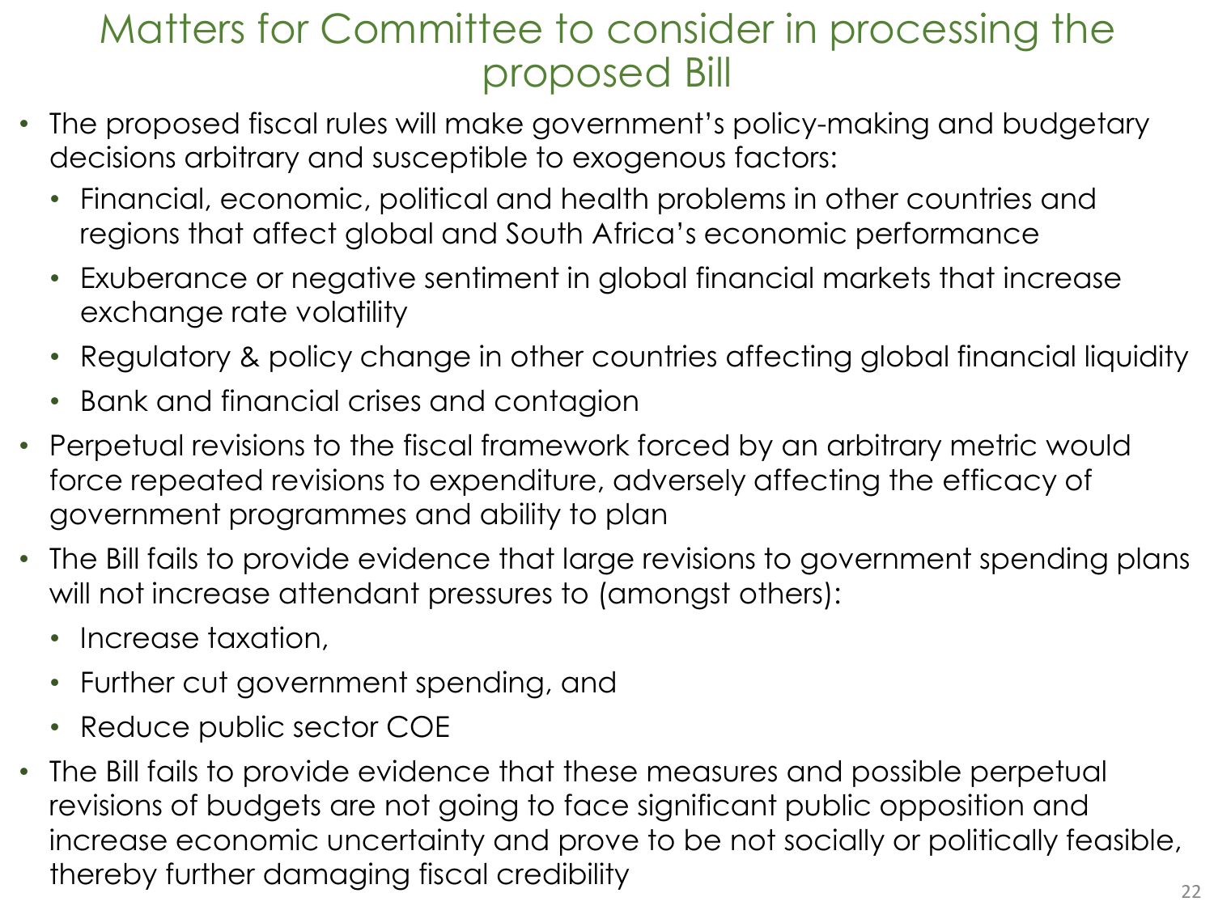# Matters for Committee to consider in processing the proposed Bill

- The proposed fiscal rules will make government's policy-making and budgetary decisions arbitrary and susceptible to exogenous factors:
  - Financial, economic, political and health problems in other countries and regions that affect global and South Africa's economic performance
  - Exuberance or negative sentiment in global financial markets that increase exchange rate volatility
  - Regulatory & policy change in other countries affecting global financial liquidity
  - Bank and financial crises and contagion
- Perpetual revisions to the fiscal framework forced by an arbitrary metric would force repeated revisions to expenditure, adversely affecting the efficacy of government programmes and ability to plan
- The Bill fails to provide evidence that large revisions to government spending plans will not increase attendant pressures to (amongst others):
  - Increase taxation,
  - Further cut government spending, and
  - Reduce public sector COE
- The Bill fails to provide evidence that these measures and possible perpetual revisions of budgets are not going to face significant public opposition and increase economic uncertainty and prove to be not socially or politically feasible, thereby further damaging fiscal credibility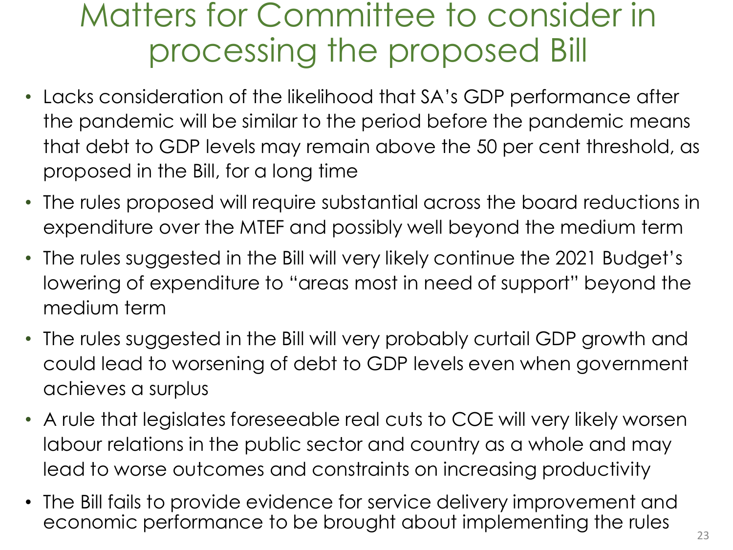# Matters for Committee to consider in processing the proposed Bill

- Lacks consideration of the likelihood that SA's GDP performance after the pandemic will be similar to the period before the pandemic means that debt to GDP levels may remain above the 50 per cent threshold, as proposed in the Bill, for a long time
- The rules proposed will require substantial across the board reductions in expenditure over the MTEF and possibly well beyond the medium term
- The rules suggested in the Bill will very likely continue the 2021 Budget's lowering of expenditure to "areas most in need of support" beyond the medium term
- The rules suggested in the Bill will very probably curtail GDP growth and could lead to worsening of debt to GDP levels even when government achieves a surplus
- A rule that legislates foreseeable real cuts to COE will very likely worsen labour relations in the public sector and country as a whole and may lead to worse outcomes and constraints on increasing productivity
- The Bill fails to provide evidence for service delivery improvement and economic performance to be brought about implementing the rules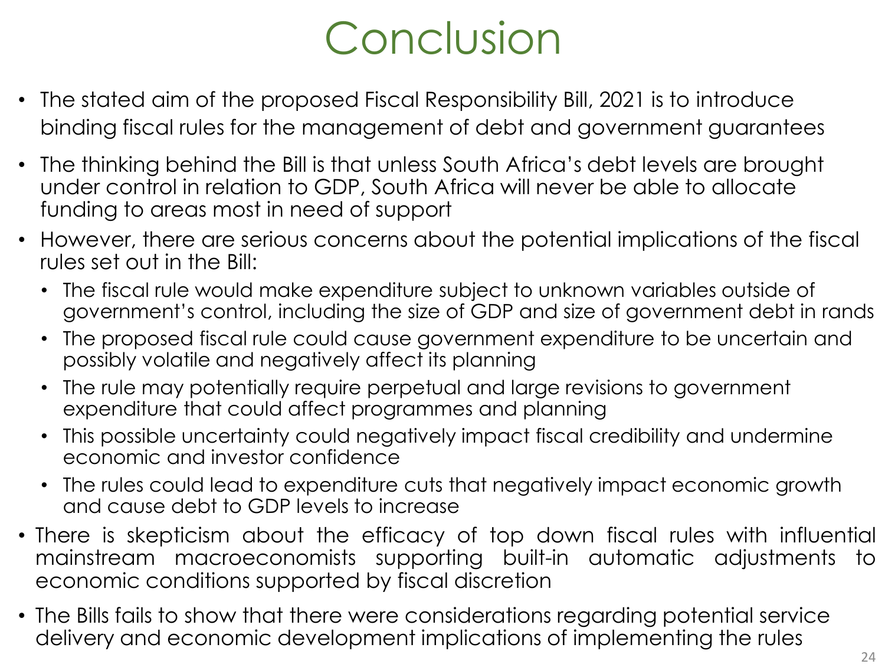# Conclusion

- The stated aim of the proposed Fiscal Responsibility Bill, 2021 is to introduce binding fiscal rules for the management of debt and government guarantees
- The thinking behind the Bill is that unless South Africa's debt levels are brought under control in relation to GDP, South Africa will never be able to allocate funding to areas most in need of support
- However, there are serious concerns about the potential implications of the fiscal rules set out in the Bill:
  - The fiscal rule would make expenditure subject to unknown variables outside of government's control, including the size of GDP and size of government debt in rands
  - The proposed fiscal rule could cause government expenditure to be uncertain and possibly volatile and negatively affect its planning
  - The rule may potentially require perpetual and large revisions to government expenditure that could affect programmes and planning
  - This possible uncertainty could negatively impact fiscal credibility and undermine economic and investor confidence
  - The rules could lead to expenditure cuts that negatively impact economic growth and cause debt to GDP levels to increase
- There is skepticism about the efficacy of top down fiscal rules with influential mainstream macroeconomists supporting built-in automatic adjustments to economic conditions supported by fiscal discretion
- The Bills fails to show that there were considerations regarding potential service delivery and economic development implications of implementing the rules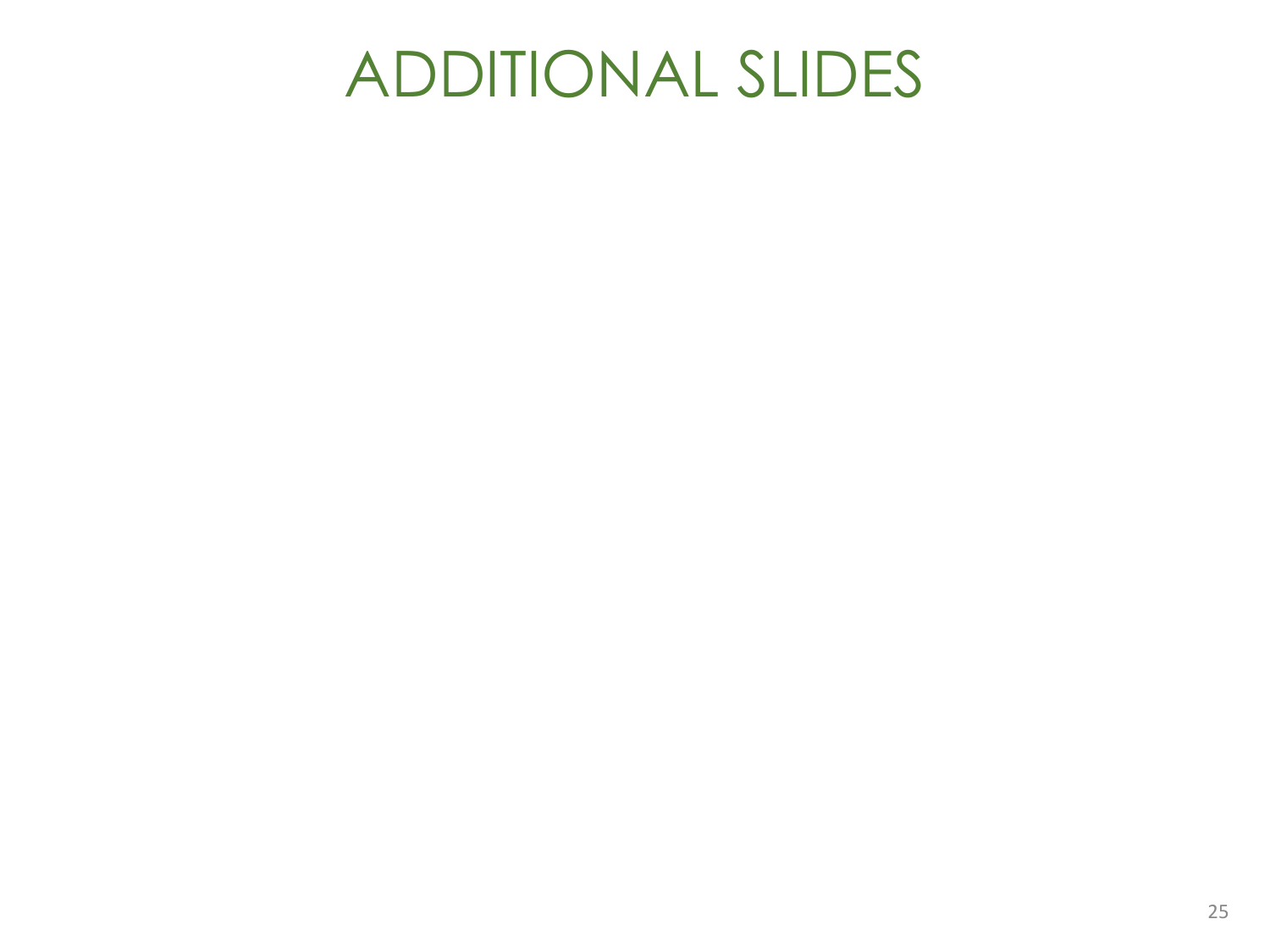# ADDITIONAL SLIDES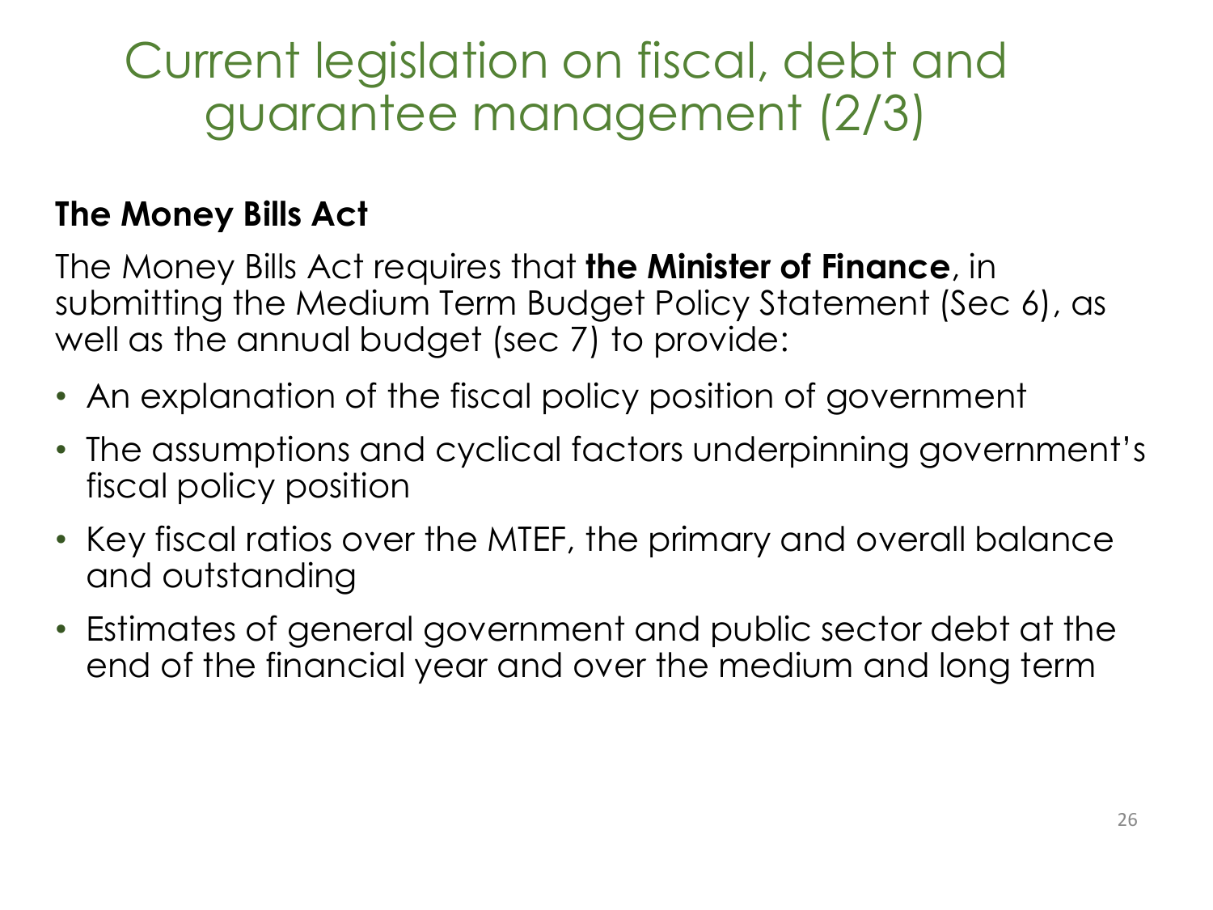# Current legislation on fiscal, debt and guarantee management (2/3)

**The Money Bills Act**

The Money Bills Act requires that **the Minister of Finance**, in submitting the Medium Term Budget Policy Statement (Sec 6), as well as the annual budget (sec 7) to provide:

- An explanation of the fiscal policy position of government
- The assumptions and cyclical factors underpinning government's fiscal policy position
- Key fiscal ratios over the MTEF, the primary and overall balance and outstanding
- Estimates of general government and public sector debt at the end of the financial year and over the medium and long term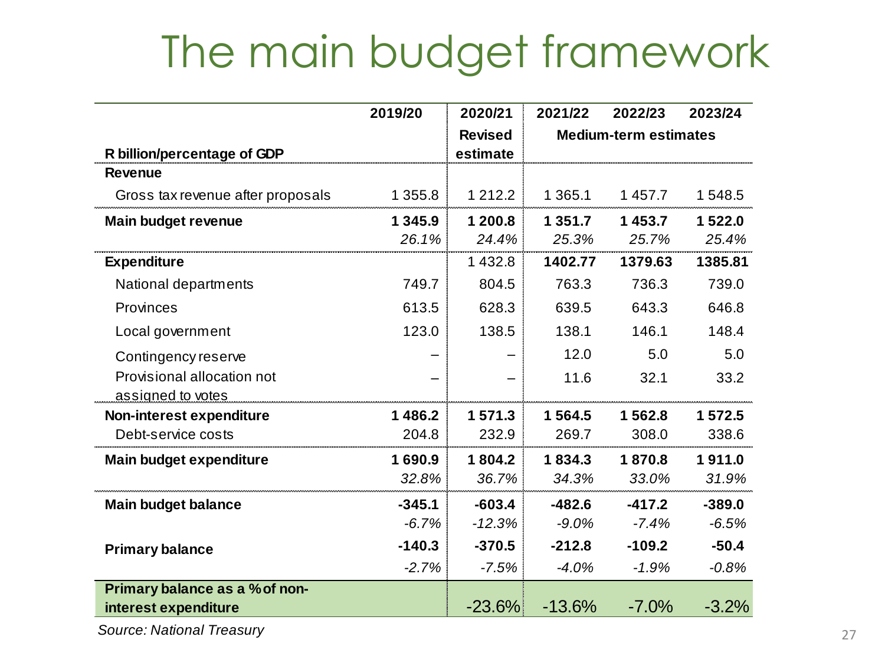# The main budget framework

| R billion/percentage of GDP | 2019/20 | 2020/21 Revised estimate | 2021/22 Medium-term estimates | 2022/23 | 2023/24 |
|---|---|---|---|---|---|
| **Revenue** | | | | | |
| Gross tax revenue after proposals | 1 355.8 | 1 212.2 | 1 365.1 | 1 457.7 | 1 548.5 |
| **Main budget revenue** | **1 345.9** | **1 200.8** | **1 351.7** | **1 453.7** | **1 522.0** |
| | *26.1%* | *24.4%* | *25.3%* | *25.7%* | *25.4%* |
| **Expenditure** | | 1 432.8 | **1402.77** | **1379.63** | **1385.81** |
| National departments | 749.7 | 804.5 | 763.3 | 736.3 | 739.0 |
| Provinces | 613.5 | 628.3 | 639.5 | 643.3 | 646.8 |
| Local government | 123.0 | 138.5 | 138.1 | 146.1 | 148.4 |
| Contingency reserve | – | – | 12.0 | 5.0 | 5.0 |
| Provisional allocation not assigned to votes | – | – | 11.6 | 32.1 | 33.2 |
| **Non-interest expenditure** | **1 486.2** | **1 571.3** | **1 564.5** | **1 562.8** | **1 572.5** |
| Debt-service costs | 204.8 | 232.9 | 269.7 | 308.0 | 338.6 |
| **Main budget expenditure** | **1 690.9** | **1 804.2** | **1 834.3** | **1 870.8** | **1 911.0** |
| | *32.8%* | *36.7%* | *34.3%* | *33.0%* | *31.9%* |
| **Main budget balance** | **-345.1** | **-603.4** | **-482.6** | **-417.2** | **-389.0** |
| | *-6.7%* | *-12.3%* | *-9.0%* | *-7.4%* | *-6.5%* |
| **Primary balance** | **-140.3** | **-370.5** | **-212.8** | **-109.2** | **-50.4** |
| | *-2.7%* | *-7.5%* | *-4.0%* | *-1.9%* | *-0.8%* |
| **Primary balance as a % of non-interest expenditure** | | -23.6% | -13.6% | -7.0% | -3.2% |

*Source: National Treasury*